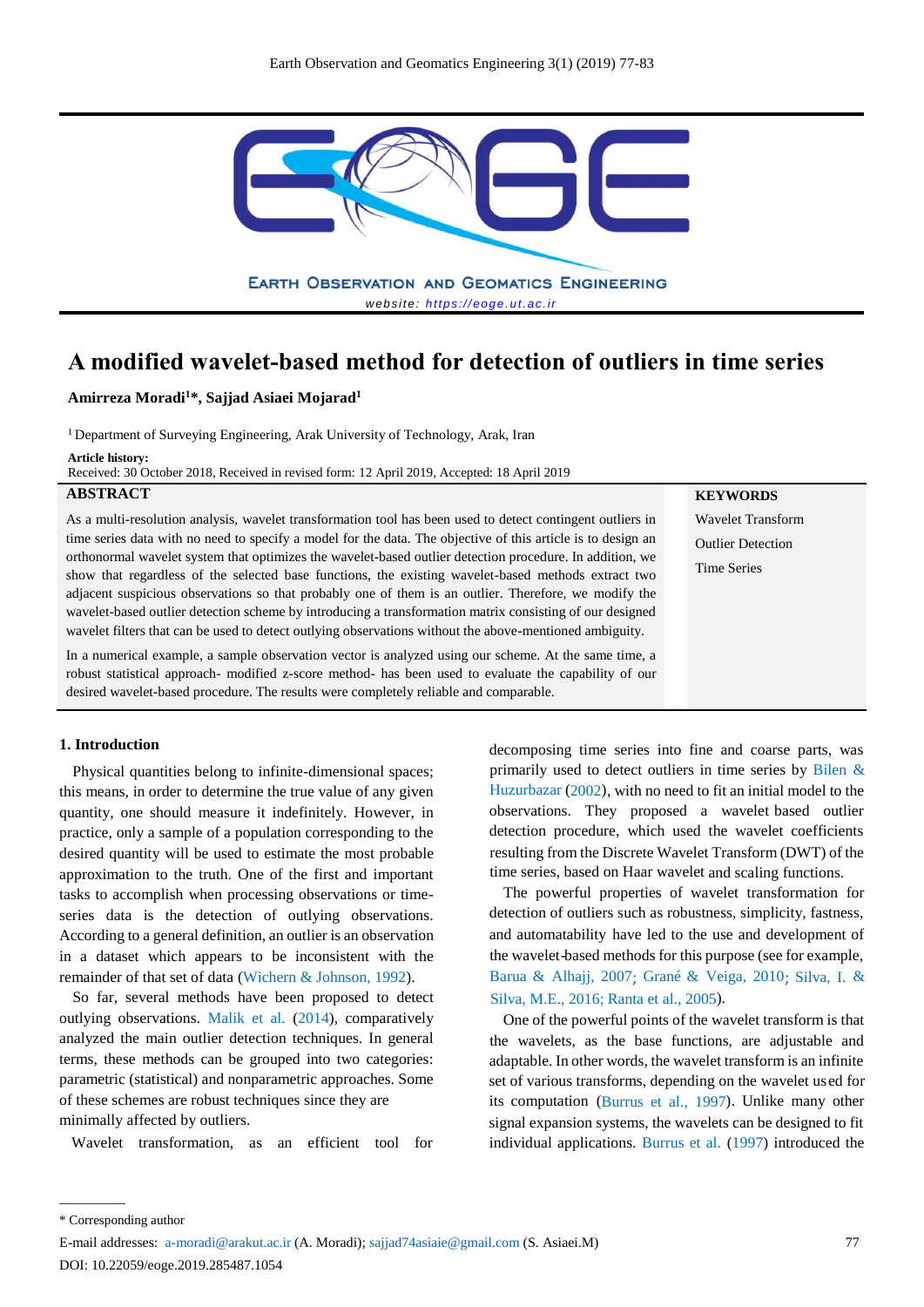# A modified wavelet-based method for detection of outliers in time series

**Amirreza Moradi[1]*, Sajjad Asiaei Mojarad[1]**

[1] Department of Surveying Engineering, Arak University of Technology, Arak, Iran

**Article history:**
Received: 30 October 2018, Received in revised form: 12 April 2019, Accepted: 18 April 2019

## ABSTRACT

As a multi-resolution analysis, wavelet transformation tool has been used to detect contingent outliers in time series data with no need to specify a model for the data. The objective of this article is to design an orthonormal wavelet system that optimizes the wavelet-based outlier detection procedure. In addition, we show that regardless of the selected base functions, the existing wavelet-based methods extract two adjacent suspicious observations so that probably one of them is an outlier. Therefore, we modify the wavelet-based outlier detection scheme by introducing a transformation matrix consisting of our designed wavelet filters that can be used to detect outlying observations without the above-mentioned ambiguity.

In a numerical example, a sample observation vector is analyzed using our scheme. At the same time, a robust statistical approach- modified z-score method- has been used to evaluate the capability of our desired wavelet-based procedure. The results were completely reliable and comparable.

## KEYWORDS

Wavelet Transform

Outlier Detection

Time Series

## 1. Introduction

Physical quantities belong to infinite-dimensional spaces; this means, in order to determine the true value of any given quantity, one should measure it indefinitely. However, in practice, only a sample of a population corresponding to the desired quantity will be used to estimate the most probable approximation to the truth. One of the first and important tasks to accomplish when processing observations or time-series data is the detection of outlying observations. According to a general definition, an outlier is an observation in a dataset which appears to be inconsistent with the remainder of that set of data (Wichern & Johnson, 1992).

So far, several methods have been proposed to detect outlying observations. Malik et al. (2014), comparatively analyzed the main outlier detection techniques. In general terms, these methods can be grouped into two categories: parametric (statistical) and nonparametric approaches. Some of these schemes are robust techniques since they are minimally affected by outliers.

Wavelet transformation, as an efficient tool for decomposing time series into fine and coarse parts, was primarily used to detect outliers in time series by Bilen & Huzurbazar (2002), with no need to fit an initial model to the observations. They proposed a wavelet based outlier detection procedure, which used the wavelet coefficients resulting from the Discrete Wavelet Transform (DWT) of the time series, based on Haar wavelet and scaling functions.

The powerful properties of wavelet transformation for detection of outliers such as robustness, simplicity, fastness, and automatability have led to the use and development of the wavelet-based methods for this purpose (see for example, Barua & Alhajj, 2007; Grané & Veiga, 2010; Silva, I. & Silva, M.E., 2016; Ranta et al., 2005).

One of the powerful points of the wavelet transform is that the wavelets, as the base functions, are adjustable and adaptable. In other words, the wavelet transform is an infinite set of various transforms, depending on the wavelet used for its computation (Burrus et al., 1997). Unlike many other signal expansion systems, the wavelets can be designed to fit individual applications. Burrus et al. (1997) introduced the

* Corresponding author

E-mail addresses: a-moradi@arakut.ac.ir (A. Moradi); sajjad74asiaie@gmail.com (S. Asiaei.M)

DOI: 10.22059/eoge.2019.285487.1054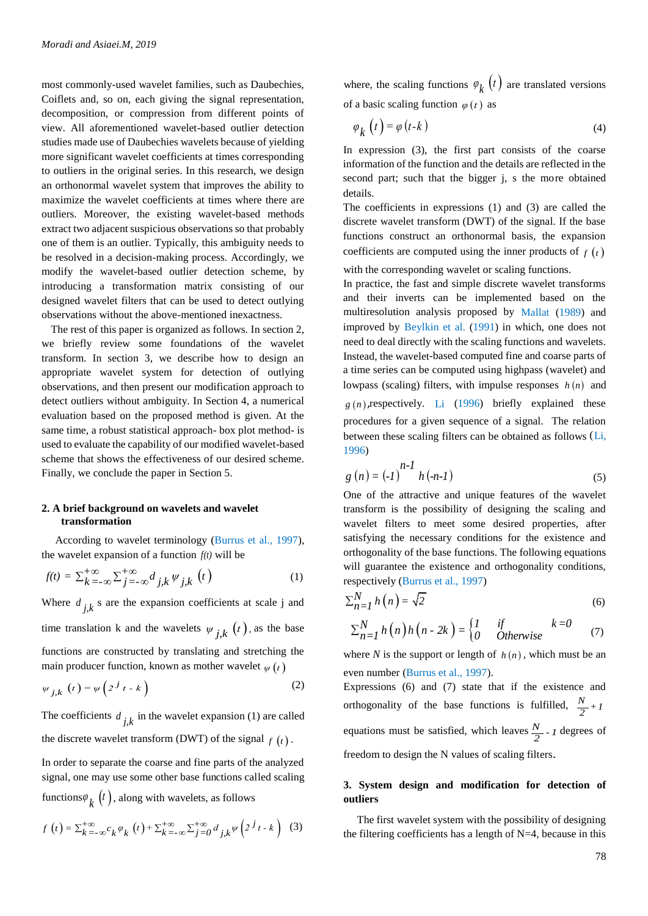most commonly-used wavelet families, such as Daubechies, Coiflets and, so on, each giving the signal representation, decomposition, or compression from different points of view. All aforementioned wavelet-based outlier detection studies made use of Daubechies wavelets because of yielding more significant wavelet coefficients at times corresponding to outliers in the original series. In this research, we design an orthonormal wavelet system that improves the ability to maximize the wavelet coefficients at times where there are outliers. Moreover, the existing wavelet-based methods extract two adjacent suspicious observations so that probably one of them is an outlier. Typically, this ambiguity needs to be resolved in a decision-making process. Accordingly, we modify the wavelet-based outlier detection scheme, by introducing a transformation matrix consisting of our designed wavelet filters that can be used to detect outlying observations without the above-mentioned inexactness.

The rest of this paper is organized as follows. In section 2, we briefly review some foundations of the wavelet transform. In section 3, we describe how to design an appropriate wavelet system for detection of outlying observations, and then present our modification approach to detect outliers without ambiguity. In Section 4, a numerical evaluation based on the proposed method is given. At the same time, a robust statistical approach- box plot method- is used to evaluate the capability of our modified wavelet-based scheme that shows the effectiveness of our desired scheme. Finally, we conclude the paper in Section 5.

## 2. A brief background on wavelets and wavelet transformation

According to wavelet terminology (Burrus et al., 1997), the wavelet expansion of a function $f(t)$ will be

$$f(t) = \sum_{k=-\infty}^{+\infty} \sum_{j=-\infty}^{+\infty} d_{j,k} \psi_{j,k}(t) \tag{1}$$

Where $d_{j,k}$ s are the expansion coefficients at scale j and time translation k and the wavelets $\psi_{j,k}(t)$, as the base functions are constructed by translating and stretching the main producer function, known as mother wavelet $\psi(t)$

$$\psi_{j,k}(t) = \psi\left(2^{j} t - k\right) \tag{2}$$

The coefficients $d_{j,k}$ in the wavelet expansion (1) are called the discrete wavelet transform (DWT) of the signal $f(t)$.

In order to separate the coarse and fine parts of the analyzed signal, one may use some other base functions called scaling functions $\varphi_k(t)$, along with wavelets, as follows

$$f(t) = \sum_{k=-\infty}^{+\infty} c_k \varphi_k(t) + \sum_{k=-\infty}^{+\infty} \sum_{j=0}^{+\infty} d_{j,k} \psi\left(2^{j} t - k\right) \tag{3}$$

where, the scaling functions $\varphi_k(t)$ are translated versions of a basic scaling function $\varphi(t)$ as

$$\varphi_k(t) = \varphi(t-k) \tag{4}$$

In expression (3), the first part consists of the coarse information of the function and the details are reflected in the second part; such that the bigger j, s the more obtained details.

The coefficients in expressions (1) and (3) are called the discrete wavelet transform (DWT) of the signal. If the base functions construct an orthonormal basis, the expansion coefficients are computed using the inner products of $f(t)$ with the corresponding wavelet or scaling functions.

In practice, the fast and simple discrete wavelet transforms and their inverts can be implemented based on the multiresolution analysis proposed by Mallat (1989) and improved by Beylkin et al. (1991) in which, one does not need to deal directly with the scaling functions and wavelets. Instead, the wavelet-based computed fine and coarse parts of a time series can be computed using highpass (wavelet) and lowpass (scaling) filters, with impulse responses $h(n)$ and $g(n)$, respectively. Li (1996) briefly explained these procedures for a given sequence of a signal. The relation between these scaling filters can be obtained as follows (Li, 1996)

$$g(n) = (-1)^{n-1} h(-n-1) \tag{5}$$

One of the attractive and unique features of the wavelet transform is the possibility of designing the scaling and wavelet filters to meet some desired properties, after satisfying the necessary conditions for the existence and orthogonality of the base functions. The following equations will guarantee the existence and orthogonality conditions, respectively (Burrus et al., 1997)

$$\sum_{n=1}^{N} h(n) = \sqrt{2} \tag{6}$$

$$\sum_{n=1}^{N} h(n)h(n-2k) = \begin{cases} 1 & \text{if} \quad k=0 \\ 0 & \text{Otherwise} \end{cases} \tag{7}$$

where $N$ is the support or length of $h(n)$, which must be an even number (Burrus et al., 1997).

Expressions (6) and (7) state that if the existence and orthogonality of the base functions is fulfilled, $\frac{N}{2}+1$ equations must be satisfied, which leaves $\frac{N}{2}-1$ degrees of freedom to design the N values of scaling filters.

## 3. System design and modification for detection of outliers

The first wavelet system with the possibility of designing the filtering coefficients has a length of N=4, because in this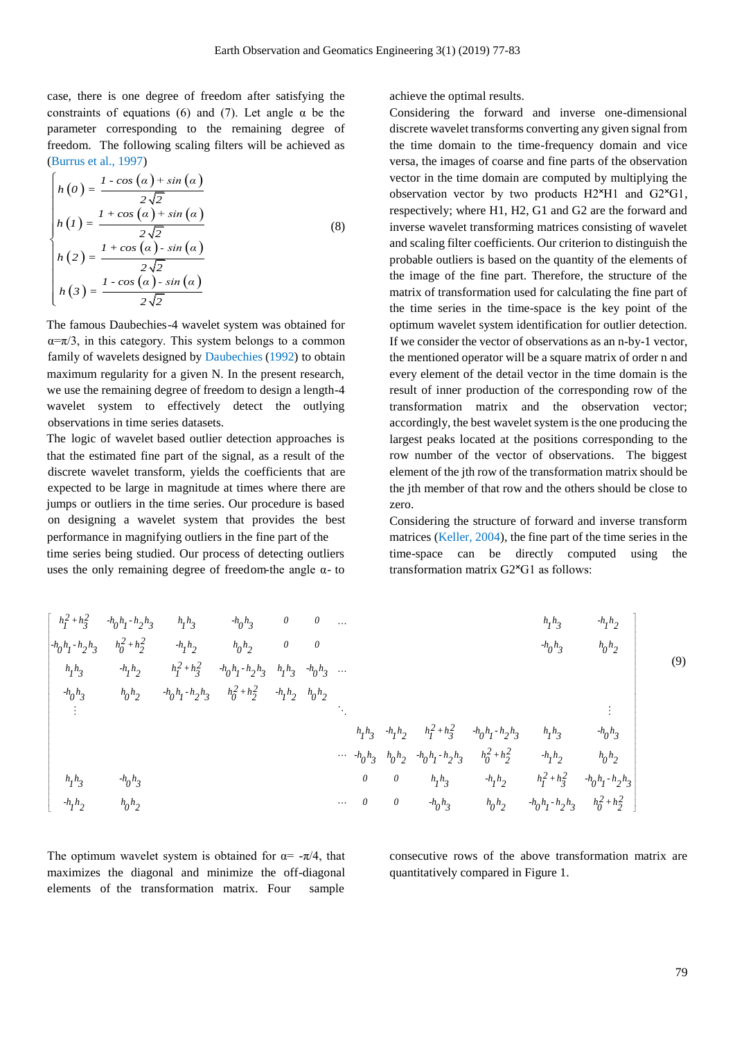case, there is one degree of freedom after satisfying the constraints of equations (6) and (7). Let angle α be the parameter corresponding to the remaining degree of freedom. The following scaling filters will be achieved as (Burrus et al., 1997)

$$
\begin{cases}
h(0) = \dfrac{1 - \cos(\alpha) + \sin(\alpha)}{2\sqrt{2}} \\
h(1) = \dfrac{1 + \cos(\alpha) + \sin(\alpha)}{2\sqrt{2}} \\
h(2) = \dfrac{1 + \cos(\alpha) - \sin(\alpha)}{2\sqrt{2}} \\
h(3) = \dfrac{1 - \cos(\alpha) - \sin(\alpha)}{2\sqrt{2}}
\end{cases}
\tag{8}
$$

The famous Daubechies-4 wavelet system was obtained for $\alpha=\pi/3$, in this category. This system belongs to a common family of wavelets designed by Daubechies (1992) to obtain maximum regularity for a given N. In the present research, we use the remaining degree of freedom to design a length-4 wavelet system to effectively detect the outlying observations in time series datasets.

The logic of wavelet based outlier detection approaches is that the estimated fine part of the signal, as a result of the discrete wavelet transform, yields the coefficients that are expected to be large in magnitude at times where there are jumps or outliers in the time series. Our procedure is based on designing a wavelet system that provides the best performance in magnifying outliers in the fine part of the time series being studied. Our process of detecting outliers uses the only remaining degree of freedom-the angle α- to achieve the optimal results.

Considering the forward and inverse one-dimensional discrete wavelet transforms converting any given signal from the time domain to the time-frequency domain and vice versa, the images of coarse and fine parts of the observation vector in the time domain are computed by multiplying the observation vector by two products H2×H1 and G2×G1, respectively; where H1, H2, G1 and G2 are the forward and inverse wavelet transforming matrices consisting of wavelet and scaling filter coefficients. Our criterion to distinguish the probable outliers is based on the quantity of the elements of the image of the fine part. Therefore, the structure of the matrix of transformation used for calculating the fine part of the time series in the time-space is the key point of the optimum wavelet system identification for outlier detection. If we consider the vector of observations as an n-by-1 vector, the mentioned operator will be a square matrix of order n and every element of the detail vector in the time domain is the result of inner production of the corresponding row of the transformation matrix and the observation vector; accordingly, the best wavelet system is the one producing the largest peaks located at the positions corresponding to the row number of the vector of observations. The biggest element of the jth row of the transformation matrix should be the jth member of that row and the others should be close to zero.

Considering the structure of forward and inverse transform matrices (Keller, 2004), the fine part of the time series in the time-space can be directly computed using the transformation matrix G2×G1 as follows:

$$
\begin{bmatrix}
h_1^2+h_3^2 & -h_0h_1-h_2h_3 & h_1h_3 & -h_0h_3 & 0 & 0 & \cdots & & & & & h_1h_3 & -h_1h_2 \\
-h_0h_1-h_2h_3 & h_0^2+h_2^2 & -h_1h_2 & h_0h_2 & 0 & 0 & & & & & & -h_0h_3 & h_0h_2 \\
h_1h_3 & -h_1h_2 & h_1^2+h_3^2 & -h_0h_1-h_2h_3 & h_1h_3 & -h_0h_3 & \cdots & & & & & & \\
-h_0h_3 & h_0h_2 & -h_0h_1-h_2h_3 & h_0^2+h_2^2 & -h_1h_2 & h_0h_2 & & & & & & & \\
\vdots & & & & & & \ddots & & & & & & \vdots \\
& & & & & & & h_1h_3 & -h_1h_2 & h_1^2+h_3^2 & -h_0h_1-h_2h_3 & h_1h_3 & -h_0h_3 \\
& & & & & & \cdots & -h_0h_3 & h_0h_2 & -h_0h_1-h_2h_3 & h_0^2+h_2^2 & -h_1h_2 & h_0h_2 \\
h_1h_3 & -h_0h_3 & & & & & & 0 & 0 & h_1h_3 & -h_1h_2 & h_1^2+h_3^2 & -h_0h_1-h_2h_3 \\
-h_1h_2 & h_0h_2 & & & & & \cdots & 0 & 0 & -h_0h_3 & h_0h_2 & -h_0h_1-h_2h_3 & h_0^2+h_2^2
\end{bmatrix}
\tag{9}
$$

The optimum wavelet system is obtained for $\alpha=-\pi/4$, that maximizes the diagonal and minimize the off-diagonal elements of the transformation matrix. Four sample consecutive rows of the above transformation matrix are quantitatively compared in Figure 1.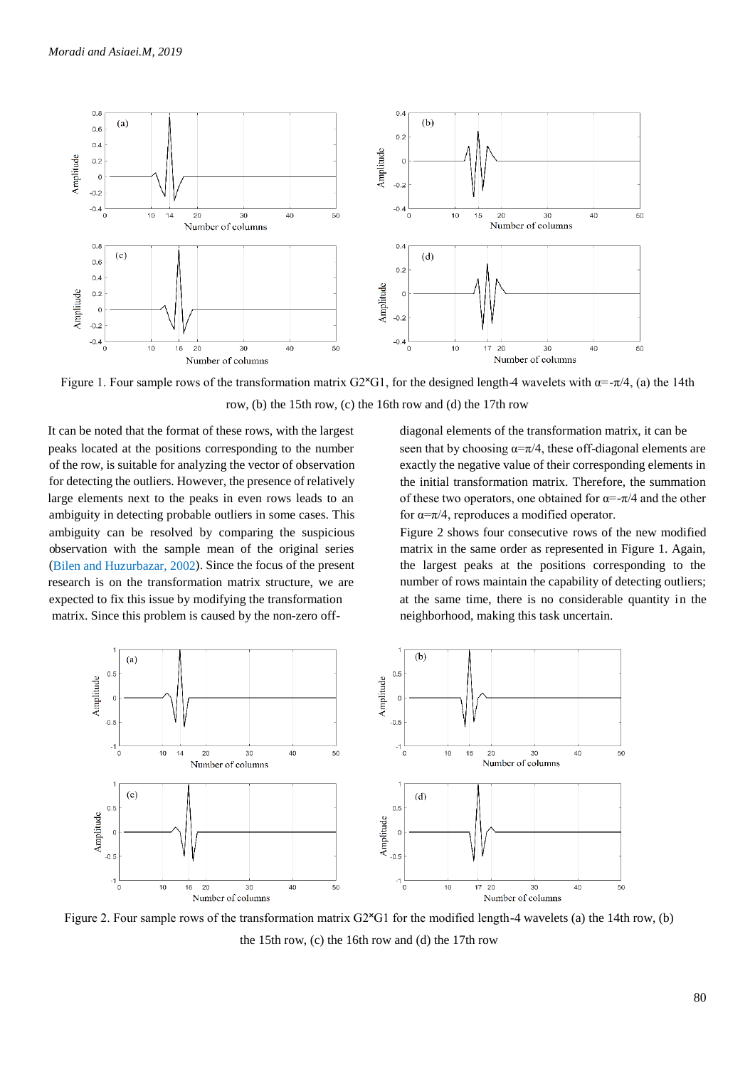Figure 1. Four sample rows of the transformation matrix G2\*G1, for the designed length-4 wavelets with $\alpha=-\pi/4$, (a) the 14th row, (b) the 15th row, (c) the 16th row and (d) the 17th row

It can be noted that the format of these rows, with the largest peaks located at the positions corresponding to the number of the row, is suitable for analyzing the vector of observation for detecting the outliers. However, the presence of relatively large elements next to the peaks in even rows leads to an ambiguity in detecting probable outliers in some cases. This ambiguity can be resolved by comparing the suspicious observation with the sample mean of the original series (Bilen and Huzurbazar, 2002). Since the focus of the present research is on the transformation matrix structure, we are expected to fix this issue by modifying the transformation matrix. Since this problem is caused by the non-zero off-diagonal elements of the transformation matrix, it can be seen that by choosing $\alpha=\pi/4$, these off-diagonal elements are exactly the negative value of their corresponding elements in the initial transformation matrix. Therefore, the summation of these two operators, one obtained for $\alpha=-\pi/4$ and the other for $\alpha=\pi/4$, reproduces a modified operator.

Figure 2 shows four consecutive rows of the new modified matrix in the same order as represented in Figure 1. Again, the largest peaks at the positions corresponding to the number of rows maintain the capability of detecting outliers; at the same time, there is no considerable quantity in the neighborhood, making this task uncertain.

Figure 2. Four sample rows of the transformation matrix G2\*G1 for the modified length-4 wavelets (a) the 14th row, (b) the 15th row, (c) the 16th row and (d) the 17th row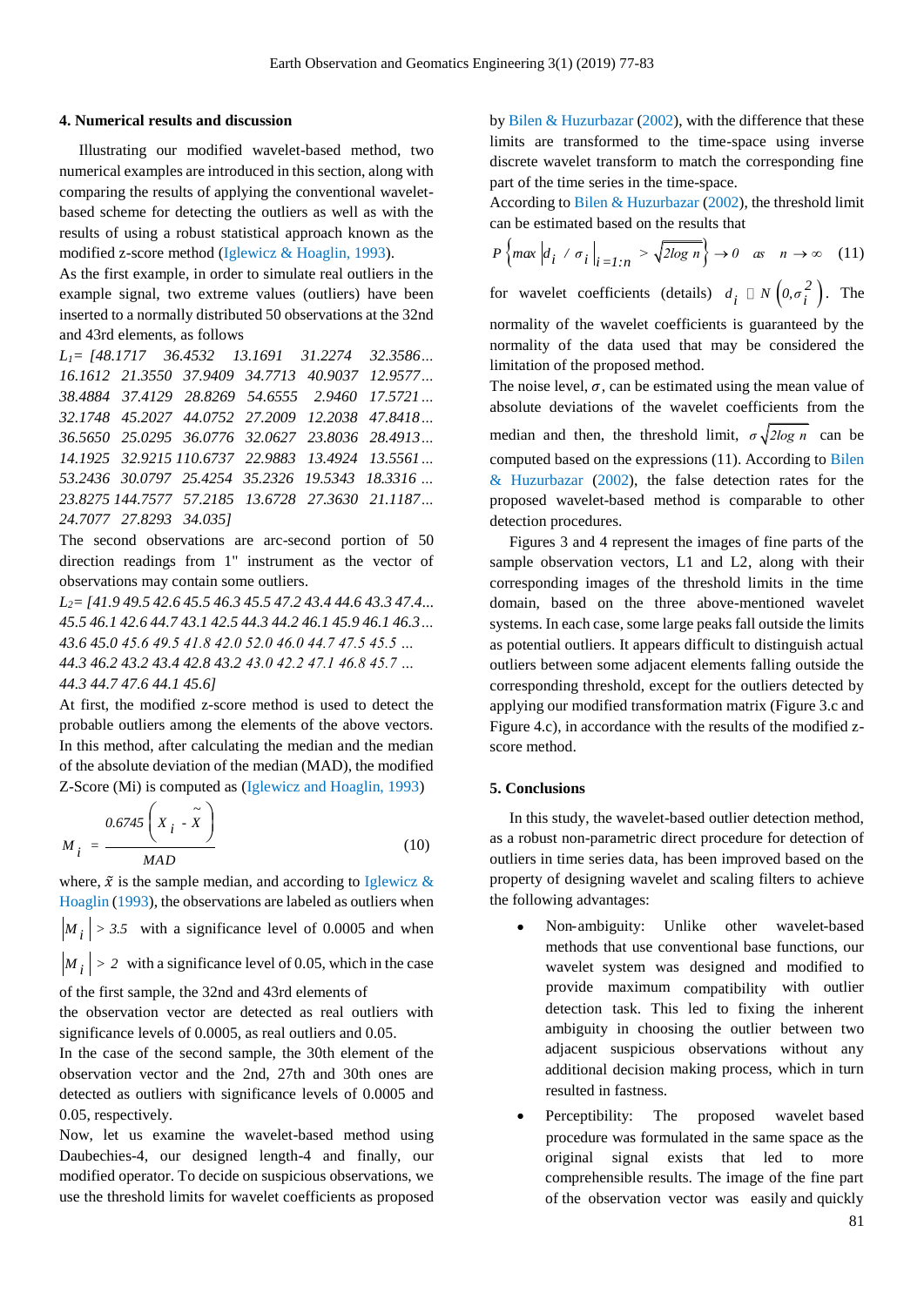## 4. Numerical results and discussion

Illustrating our modified wavelet-based method, two numerical examples are introduced in this section, along with comparing the results of applying the conventional wavelet-based scheme for detecting the outliers as well as with the results of using a robust statistical approach known as the modified z-score method (Iglewicz & Hoaglin, 1993).

As the first example, in order to simulate real outliers in the example signal, two extreme values (outliers) have been inserted to a normally distributed 50 observations at the 32nd and 43rd elements, as follows

$L_1$= [48.1717 36.4532 13.1691 31.2274 32.3586… 16.1612 21.3550 37.9409 34.7713 40.9037 12.9577… 38.4884 37.4129 28.8269 54.6555 2.9460 17.5721… 32.1748 45.2027 44.0752 27.2009 12.2038 47.8418… 36.5650 25.0295 36.0776 32.0627 23.8036 28.4913… 14.1925 32.9215 110.6737 22.9883 13.4924 13.5561… 53.2436 30.0797 25.4254 35.2326 19.5343 18.3316 … 23.8275 144.7577 57.2185 13.6728 27.3630 21.1187… 24.7077 27.8293 34.035]

The second observations are arc-second portion of 50 direction readings from 1" instrument as the vector of observations may contain some outliers.

$L_2$= [41.9 49.5 42.6 45.5 46.3 45.5 47.2 43.4 44.6 43.3 47.4… 45.5 46.1 42.6 44.7 43.1 42.5 44.3 44.2 46.1 45.9 46.1 46.3… 43.6 45.0 45.6 49.5 41.8 42.0 52.0 46.0 44.7 47.5 45.5 … 44.3 46.2 43.2 43.4 42.8 43.2 43.0 42.2 47.1 46.8 45.7 … 44.3 44.7 47.6 44.1 45.6]

At first, the modified z-score method is used to detect the probable outliers among the elements of the above vectors. In this method, after calculating the median and the median of the absolute deviation of the median (MAD), the modified Z-Score (Mi) is computed as (Iglewicz and Hoaglin, 1993)

$$M_i = \frac{0.6745\left(X_i - \tilde{X}\right)}{MAD} \tag{10}$$

where, $\tilde{x}$ is the sample median, and according to Iglewicz & Hoaglin (1993), the observations are labeled as outliers when $|M_i| > 3.5$ with a significance level of 0.0005 and when $|M_i| > 2$ with a significance level of 0.05, which in the case of the first sample, the 32nd and 43rd elements of the observation vector are detected as real outliers with significance levels of 0.0005, as real outliers and 0.05.

In the case of the second sample, the 30th element of the observation vector and the 2nd, 27th and 30th ones are detected as outliers with significance levels of 0.0005 and 0.05, respectively.

Now, let us examine the wavelet-based method using Daubechies-4, our designed length-4 and finally, our modified operator. To decide on suspicious observations, we use the threshold limits for wavelet coefficients as proposed by Bilen & Huzurbazar (2002), with the difference that these limits are transformed to the time-space using inverse discrete wavelet transform to match the corresponding fine part of the time series in the time-space.

According to Bilen & Huzurbazar (2002), the threshold limit can be estimated based on the results that

$$P\left\{\max\left|d_i / \sigma_i\right|_{i=1:n} > \sqrt{2\log n}\right\} \to 0 \quad as \quad n \to \infty \tag{11}$$

for wavelet coefficients (details) $d_i \sim N\left(0, \sigma_i^2\right)$. The normality of the wavelet coefficients is guaranteed by the normality of the data used that may be considered the limitation of the proposed method.

The noise level, $\sigma$, can be estimated using the mean value of absolute deviations of the wavelet coefficients from the median and then, the threshold limit, $\sigma\sqrt{2\log n}$ can be computed based on the expressions (11). According to Bilen & Huzurbazar (2002), the false detection rates for the proposed wavelet-based method is comparable to other detection procedures.

Figures 3 and 4 represent the images of fine parts of the sample observation vectors, L1 and L2, along with their corresponding images of the threshold limits in the time domain, based on the three above-mentioned wavelet systems. In each case, some large peaks fall outside the limits as potential outliers. It appears difficult to distinguish actual outliers between some adjacent elements falling outside the corresponding threshold, except for the outliers detected by applying our modified transformation matrix (Figure 3.c and Figure 4.c), in accordance with the results of the modified z-score method.

## 5. Conclusions

In this study, the wavelet-based outlier detection method, as a robust non-parametric direct procedure for detection of outliers in time series data, has been improved based on the property of designing wavelet and scaling filters to achieve the following advantages:

- Non-ambiguity: Unlike other wavelet-based methods that use conventional base functions, our wavelet system was designed and modified to provide maximum compatibility with outlier detection task. This led to fixing the inherent ambiguity in choosing the outlier between two adjacent suspicious observations without any additional decision making process, which in turn resulted in fastness.
- Perceptibility: The proposed wavelet based procedure was formulated in the same space as the original signal exists that led to more comprehensible results. The image of the fine part of the observation vector was easily and quickly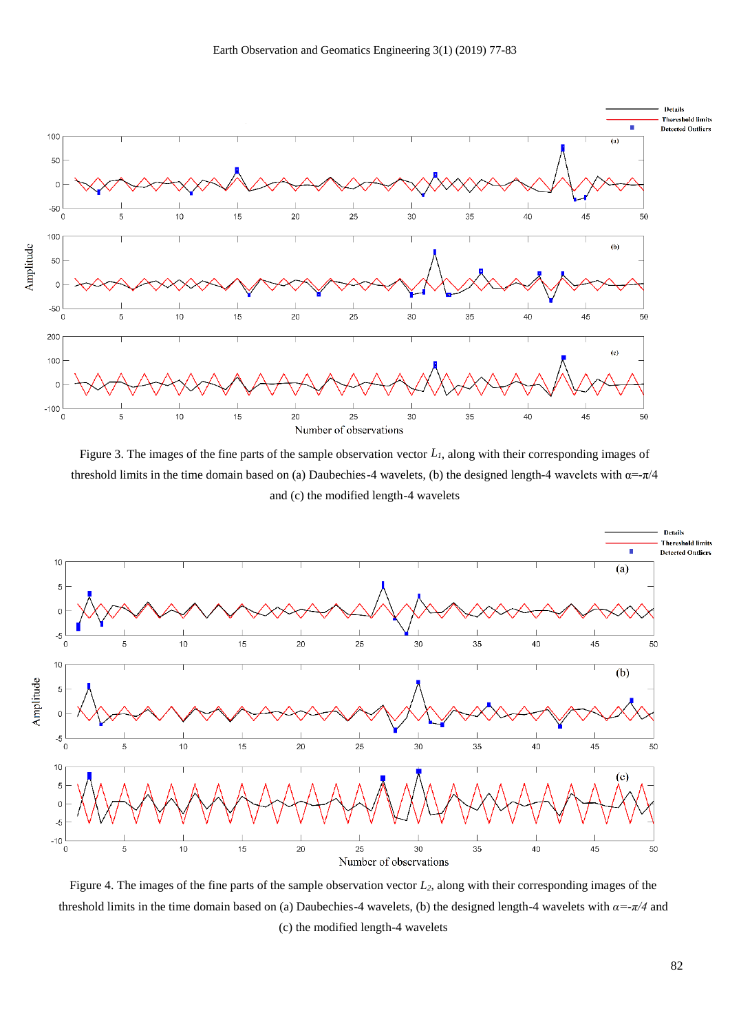Figure 3. The images of the fine parts of the sample observation vector $L_1$, along with their corresponding images of threshold limits in the time domain based on (a) Daubechies-4 wavelets, (b) the designed length-4 wavelets with $\alpha=-\pi/4$ and (c) the modified length-4 wavelets

Figure 4. The images of the fine parts of the sample observation vector $L_2$, along with their corresponding images of the threshold limits in the time domain based on (a) Daubechies-4 wavelets, (b) the designed length-4 wavelets with $\alpha=-\pi/4$ and (c) the modified length-4 wavelets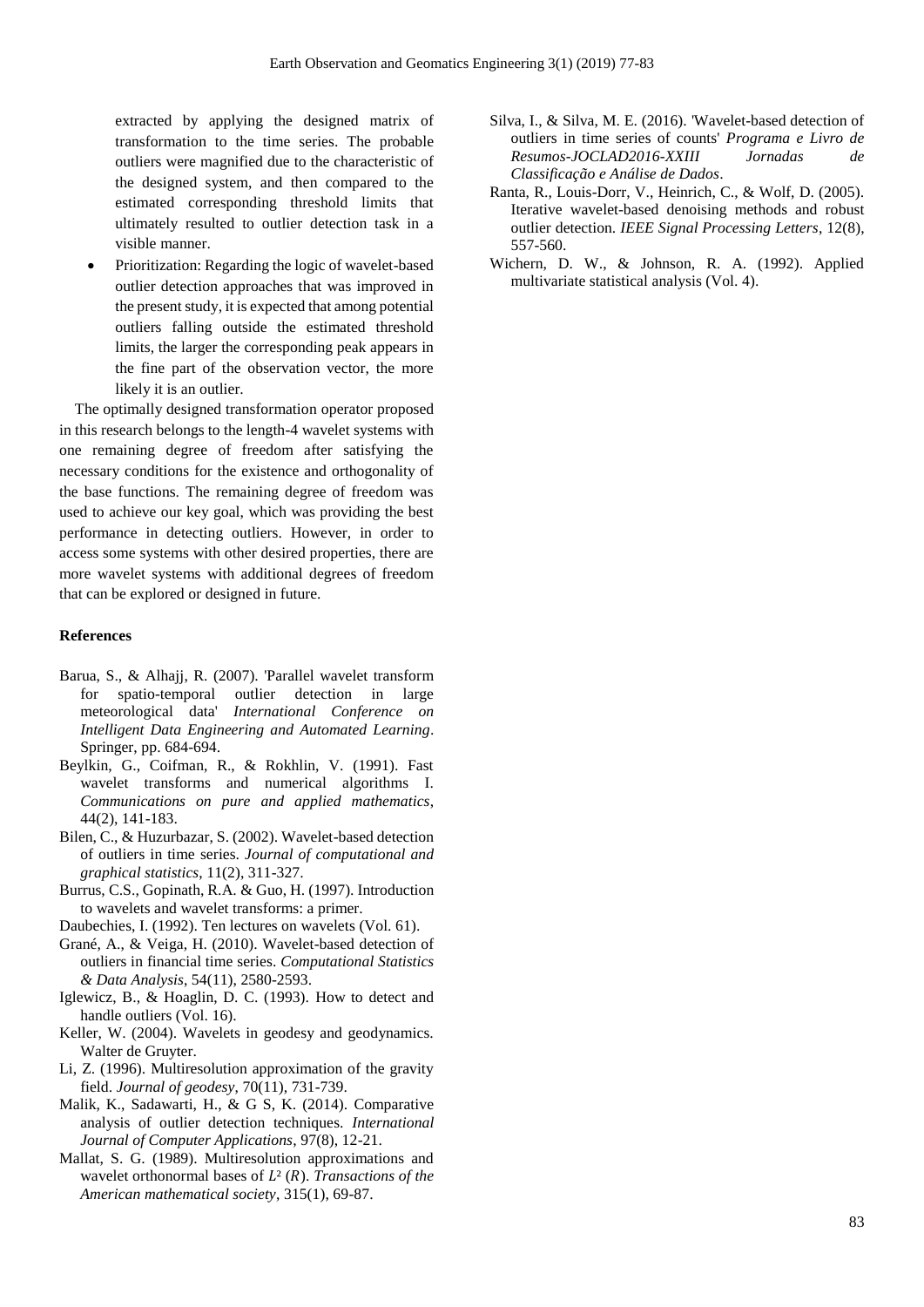extracted by applying the designed matrix of transformation to the time series. The probable outliers were magnified due to the characteristic of the designed system, and then compared to the estimated corresponding threshold limits that ultimately resulted to outlier detection task in a visible manner.

- Prioritization: Regarding the logic of wavelet-based outlier detection approaches that was improved in the present study, it is expected that among potential outliers falling outside the estimated threshold limits, the larger the corresponding peak appears in the fine part of the observation vector, the more likely it is an outlier.

The optimally designed transformation operator proposed in this research belongs to the length-4 wavelet systems with one remaining degree of freedom after satisfying the necessary conditions for the existence and orthogonality of the base functions. The remaining degree of freedom was used to achieve our key goal, which was providing the best performance in detecting outliers. However, in order to access some systems with other desired properties, there are more wavelet systems with additional degrees of freedom that can be explored or designed in future.

### References

- Barua, S., & Alhajj, R. (2007). 'Parallel wavelet transform for spatio-temporal outlier detection in large meteorological data' *International Conference on Intelligent Data Engineering and Automated Learning*. Springer, pp. 684-694.
- Beylkin, G., Coifman, R., & Rokhlin, V. (1991). Fast wavelet transforms and numerical algorithms I. *Communications on pure and applied mathematics*, 44(2), 141-183.
- Bilen, C., & Huzurbazar, S. (2002). Wavelet-based detection of outliers in time series. *Journal of computational and graphical statistics*, 11(2), 311-327.
- Burrus, C.S., Gopinath, R.A. & Guo, H. (1997). Introduction to wavelets and wavelet transforms: a primer.
- Daubechies, I. (1992). Ten lectures on wavelets (Vol. 61).
- Grané, A., & Veiga, H. (2010). Wavelet-based detection of outliers in financial time series. *Computational Statistics & Data Analysis*, 54(11), 2580-2593.
- Iglewicz, B., & Hoaglin, D. C. (1993). How to detect and handle outliers (Vol. 16).
- Keller, W. (2004). Wavelets in geodesy and geodynamics. Walter de Gruyter.
- Li, Z. (1996). Multiresolution approximation of the gravity field. *Journal of geodesy*, 70(11), 731-739.
- Malik, K., Sadawarti, H., & G S, K. (2014). Comparative analysis of outlier detection techniques. *International Journal of Computer Applications*, 97(8), 12-21.
- Mallat, S. G. (1989). Multiresolution approximations and wavelet orthonormal bases of $L^2(R)$. *Transactions of the American mathematical society*, 315(1), 69-87.
- Silva, I., & Silva, M. E. (2016). 'Wavelet-based detection of outliers in time series of counts' *Programa e Livro de Resumos-JOCLAD2016-XXIII Jornadas de Classificação e Análise de Dados*.
- Ranta, R., Louis-Dorr, V., Heinrich, C., & Wolf, D. (2005). Iterative wavelet-based denoising methods and robust outlier detection. *IEEE Signal Processing Letters*, 12(8), 557-560.
- Wichern, D. W., & Johnson, R. A. (1992). Applied multivariate statistical analysis (Vol. 4).